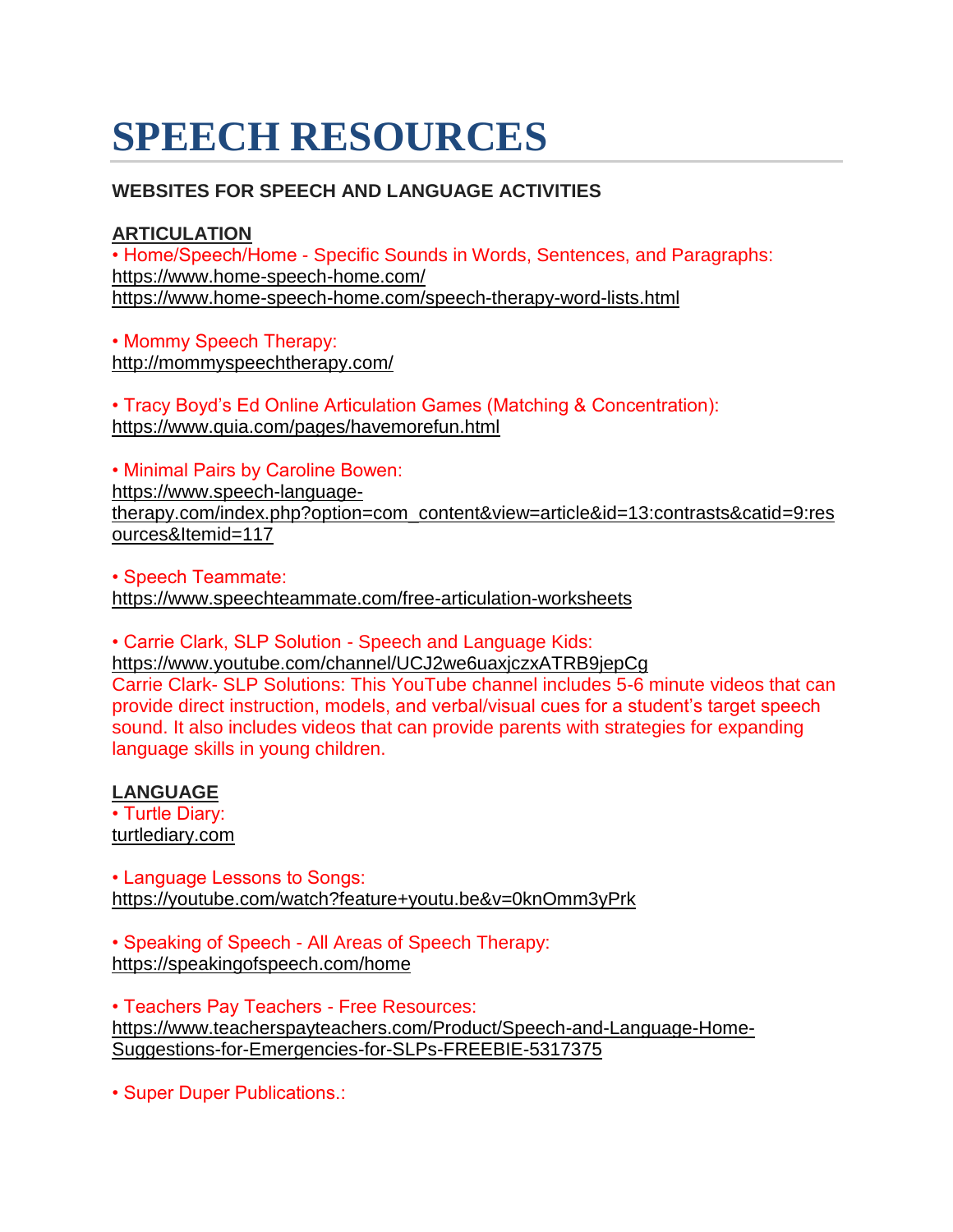# SPEECH RESOURCES

**WEBSITES FOR SPEECH AND LANGUAGE ACTIVITIES**

**ARTICULATION**

• Home/Speech/Home - Specific Sounds in Words, Sentences, and Paragraphs:
https://www.home-speech-home.com/
https://www.home-speech-home.com/speech-therapy-word-lists.html

• Mommy Speech Therapy:
http://mommyspeechtherapy.com/

• Tracy Boyd's Ed Online Articulation Games (Matching & Concentration):
https://www.quia.com/pages/havemorefun.html

• Minimal Pairs by Caroline Bowen:
https://www.speech-language-therapy.com/index.php?option=com_content&view=article&id=13:contrasts&catid=9:resources&Itemid=117

• Speech Teammate:
https://www.speechteammate.com/free-articulation-worksheets

• Carrie Clark, SLP Solution - Speech and Language Kids:
https://www.youtube.com/channel/UCJ2we6uaxjczxATRB9jepCg
Carrie Clark- SLP Solutions: This YouTube channel includes 5-6 minute videos that can provide direct instruction, models, and verbal/visual cues for a student's target speech sound. It also includes videos that can provide parents with strategies for expanding language skills in young children.

**LANGUAGE**

• Turtle Diary:
turtlediary.com

• Language Lessons to Songs:
https://youtube.com/watch?feature+youtu.be&v=0knOmm3yPrk

• Speaking of Speech - All Areas of Speech Therapy:
https://speakingofspeech.com/home

• Teachers Pay Teachers - Free Resources:
https://www.teacherspayteachers.com/Product/Speech-and-Language-Home-Suggestions-for-Emergencies-for-SLPs-FREEBIE-5317375

• Super Duper Publications.: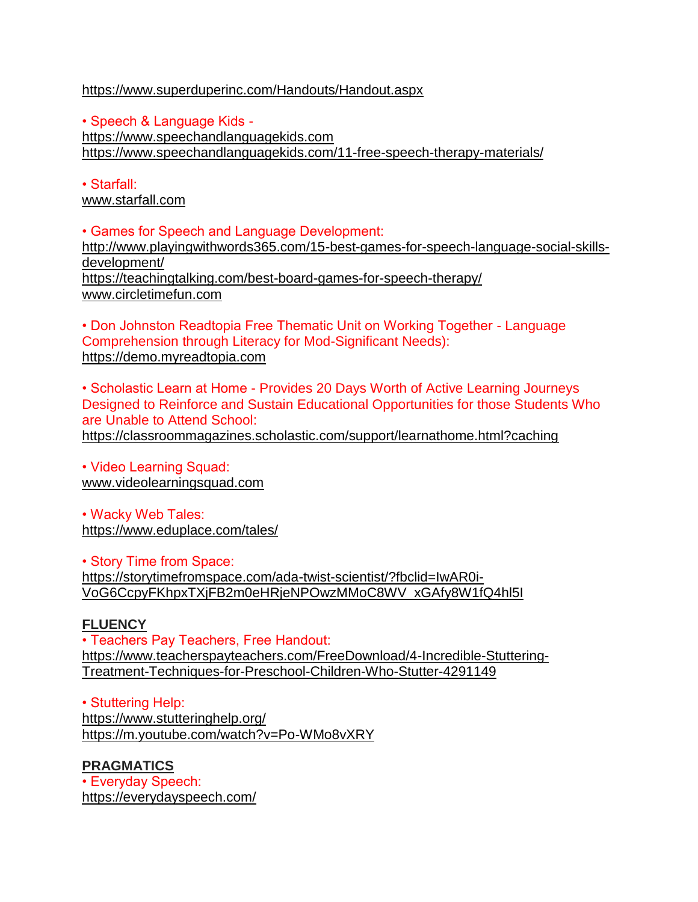https://www.superduperinc.com/Handouts/Handout.aspx

- Speech & Language Kids -
https://www.speechandlanguagekids.com
https://www.speechandlanguagekids.com/11-free-speech-therapy-materials/

- Starfall:
www.starfall.com

- Games for Speech and Language Development:
http://www.playingwithwords365.com/15-best-games-for-speech-language-social-skills-development/
https://teachingtalking.com/best-board-games-for-speech-therapy/
www.circletimefun.com

- Don Johnston Readtopia Free Thematic Unit on Working Together - Language Comprehension through Literacy for Mod-Significant Needs):
https://demo.myreadtopia.com

- Scholastic Learn at Home - Provides 20 Days Worth of Active Learning Journeys Designed to Reinforce and Sustain Educational Opportunities for those Students Who are Unable to Attend School:
https://classroommagazines.scholastic.com/support/learnathome.html?caching

- Video Learning Squad:
www.videolearningsquad.com

- Wacky Web Tales:
https://www.eduplace.com/tales/

- Story Time from Space:
https://storytimefromspace.com/ada-twist-scientist/?fbclid=IwAR0i-VoG6CcpyFKhpxTXjFB2m0eHRjeNPOwzMMoC8WV_xGAfy8W1fQ4hl5I

**FLUENCY**

- Teachers Pay Teachers, Free Handout:
https://www.teacherspayteachers.com/FreeDownload/4-Incredible-Stuttering-Treatment-Techniques-for-Preschool-Children-Who-Stutter-4291149

- Stuttering Help:
https://www.stutteringhelp.org/
https://m.youtube.com/watch?v=Po-WMo8vXRY

**PRAGMATICS**

- Everyday Speech:
https://everydayspeech.com/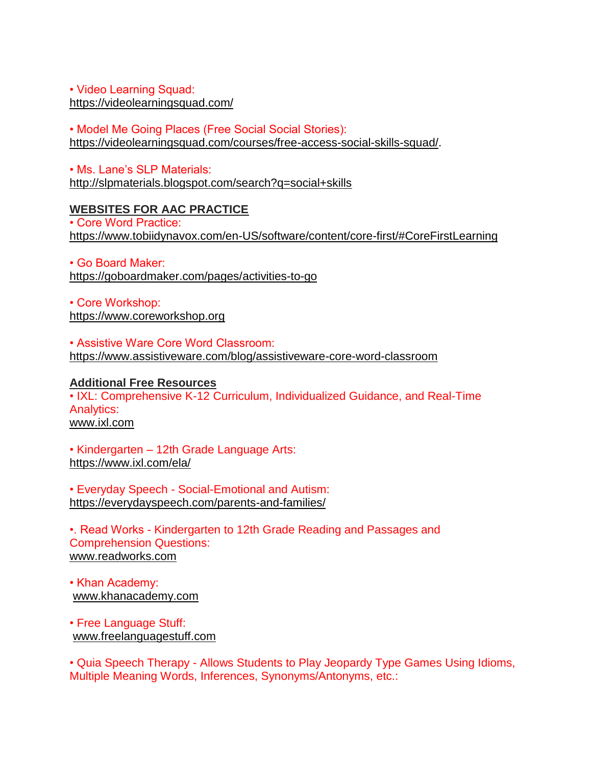• Video Learning Squad:
https://videolearningsquad.com/

• Model Me Going Places (Free Social Social Stories):
https://videolearningsquad.com/courses/free-access-social-skills-squad/.

• Ms. Lane's SLP Materials:
http://slpmaterials.blogspot.com/search?q=social+skills

**WEBSITES FOR AAC PRACTICE**

• Core Word Practice:
https://www.tobiidynavox.com/en-US/software/content/core-first/#CoreFirstLearning

• Go Board Maker:
https://goboardmaker.com/pages/activities-to-go

• Core Workshop:
https://www.coreworkshop.org

• Assistive Ware Core Word Classroom:
https://www.assistiveware.com/blog/assistiveware-core-word-classroom

**Additional Free Resources**

• IXL: Comprehensive K-12 Curriculum, Individualized Guidance, and Real-Time Analytics:
www.ixl.com

• Kindergarten – 12th Grade Language Arts:
https://www.ixl.com/ela/

• Everyday Speech - Social-Emotional and Autism:
https://everydayspeech.com/parents-and-families/

•. Read Works - Kindergarten to 12th Grade Reading and Passages and Comprehension Questions:
www.readworks.com

• Khan Academy:
www.khanacademy.com

• Free Language Stuff:
www.freelanguagestuff.com

• Quia Speech Therapy - Allows Students to Play Jeopardy Type Games Using Idioms, Multiple Meaning Words, Inferences, Synonyms/Antonyms, etc.: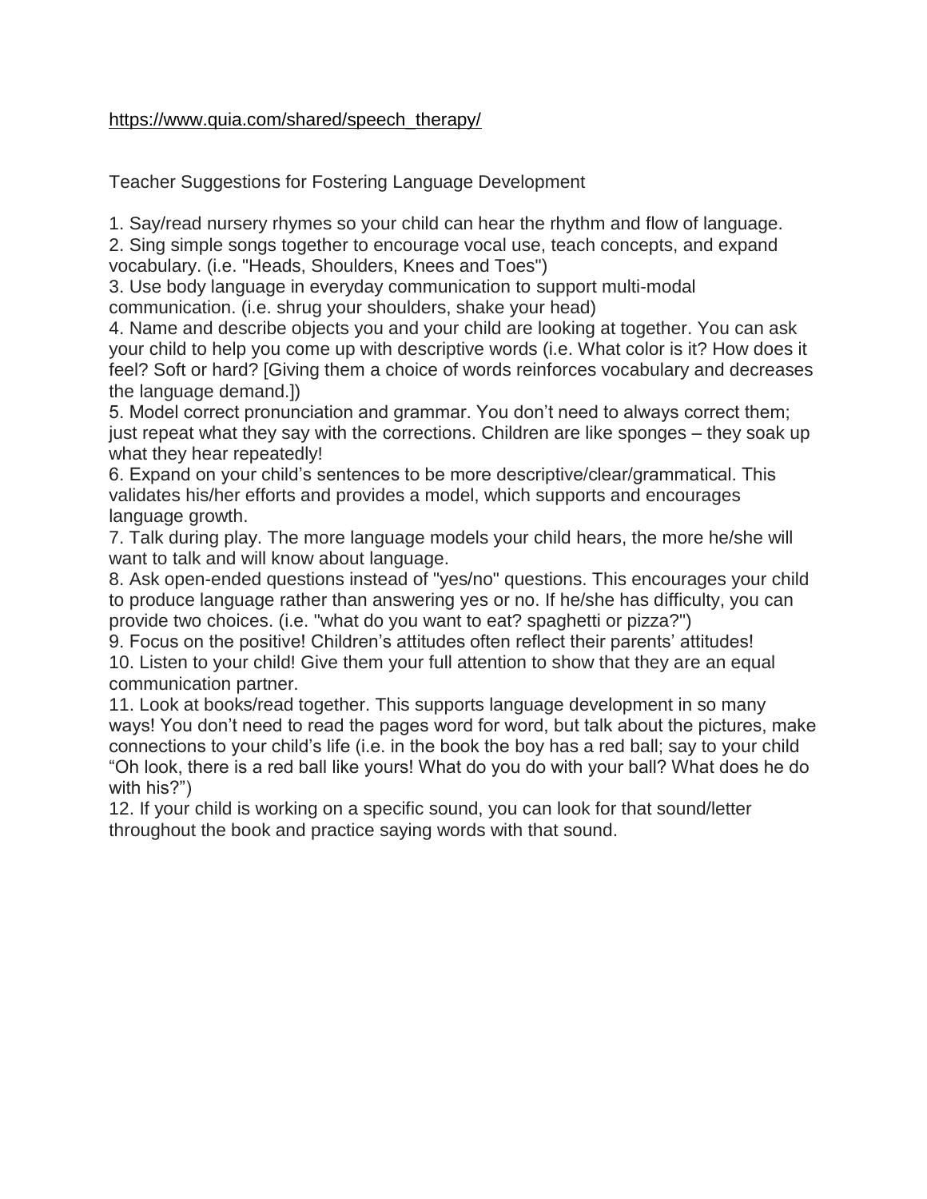https://www.quia.com/shared/speech_therapy/

Teacher Suggestions for Fostering Language Development

1. Say/read nursery rhymes so your child can hear the rhythm and flow of language.
2. Sing simple songs together to encourage vocal use, teach concepts, and expand vocabulary. (i.e. "Heads, Shoulders, Knees and Toes")
3. Use body language in everyday communication to support multi-modal communication. (i.e. shrug your shoulders, shake your head)
4. Name and describe objects you and your child are looking at together. You can ask your child to help you come up with descriptive words (i.e. What color is it? How does it feel? Soft or hard? [Giving them a choice of words reinforces vocabulary and decreases the language demand.])
5. Model correct pronunciation and grammar. You don't need to always correct them; just repeat what they say with the corrections. Children are like sponges – they soak up what they hear repeatedly!
6. Expand on your child's sentences to be more descriptive/clear/grammatical. This validates his/her efforts and provides a model, which supports and encourages language growth.
7. Talk during play. The more language models your child hears, the more he/she will want to talk and will know about language.
8. Ask open-ended questions instead of "yes/no" questions. This encourages your child to produce language rather than answering yes or no. If he/she has difficulty, you can provide two choices. (i.e. "what do you want to eat? spaghetti or pizza?")
9. Focus on the positive! Children's attitudes often reflect their parents' attitudes!
10. Listen to your child! Give them your full attention to show that they are an equal communication partner.
11. Look at books/read together. This supports language development in so many ways! You don't need to read the pages word for word, but talk about the pictures, make connections to your child's life (i.e. in the book the boy has a red ball; say to your child "Oh look, there is a red ball like yours! What do you do with your ball? What does he do with his?")
12. If your child is working on a specific sound, you can look for that sound/letter throughout the book and practice saying words with that sound.